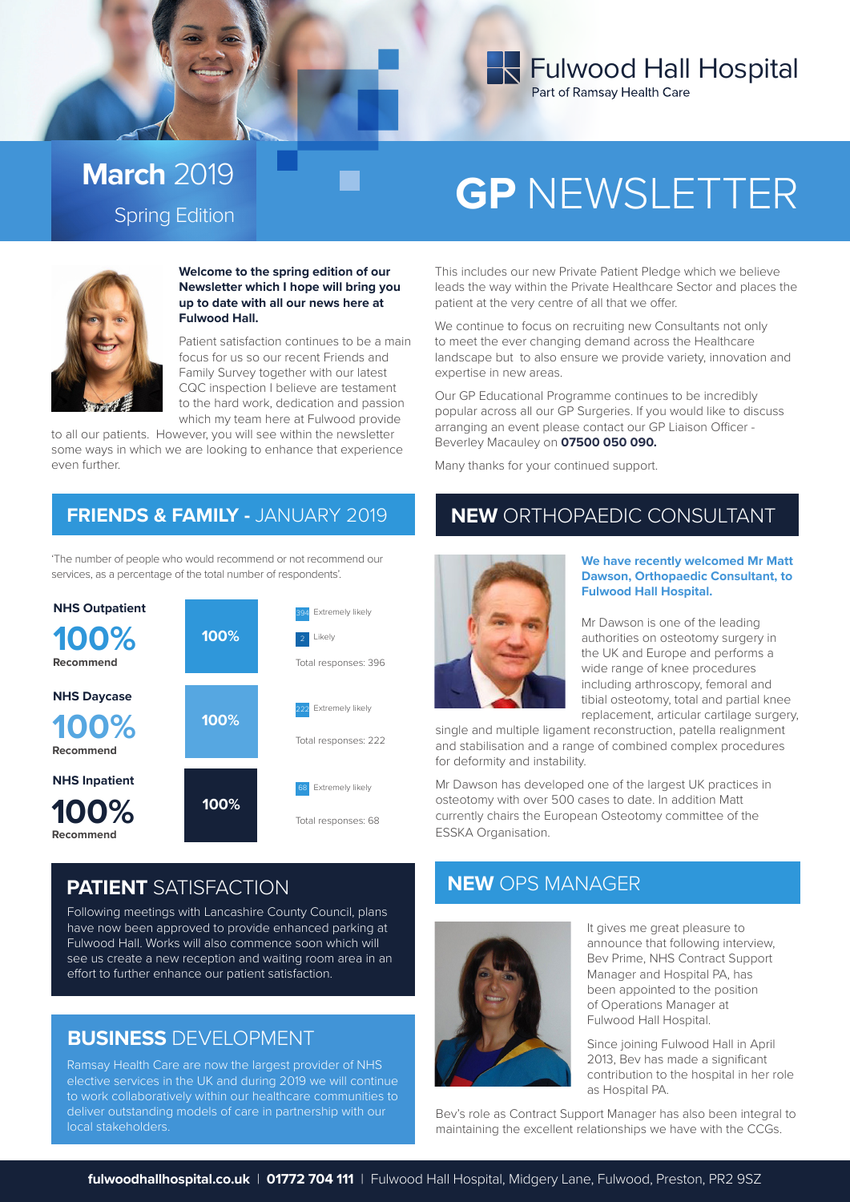Fulwood Hall Hospital
Part of Ramsay Health Care

**March** 2019
Spring Edition

# GP NEWSLETTER

**Welcome to the spring edition of our Newsletter which I hope will bring you up to date with all our news here at Fulwood Hall.**

Patient satisfaction continues to be a main focus for us so our recent Friends and Family Survey together with our latest CQC inspection I believe are testament to the hard work, dedication and passion which my team here at Fulwood provide to all our patients. However, you will see within the newsletter some ways in which we are looking to enhance that experience even further.

This includes our new Private Patient Pledge which we believe leads the way within the Private Healthcare Sector and places the patient at the very centre of all that we offer.

We continue to focus on recruiting new Consultants not only to meet the ever changing demand across the Healthcare landscape but to also ensure we provide variety, innovation and expertise in new areas.

Our GP Educational Programme continues to be incredibly popular across all our GP Surgeries. If you would like to discuss arranging an event please contact our GP Liaison Officer - Beverley Macauley on **07500 050 090.**

Many thanks for your continued support.

## FRIENDS & FAMILY - JANUARY 2019

'The number of people who would recommend or not recommend our services, as a percentage of the total number of respondents'.

| | | | |
|---|---|---|---|
| **NHS Outpatient** | **100%** Recommend | 100% | 394 Extremely likely; 2 Likely; Total responses: 396 |
| **NHS Daycase** | **100%** Recommend | 100% | 222 Extremely likely; Total responses: 222 |
| **NHS Inpatient** | **100%** Recommend | 100% | 68 Extremely likely; Total responses: 68 |

## PATIENT SATISFACTION

Following meetings with Lancashire County Council, plans have now been approved to provide enhanced parking at Fulwood Hall. Works will also commence soon which will see us create a new reception and waiting room area in an effort to further enhance our patient satisfaction.

## BUSINESS DEVELOPMENT

Ramsay Health Care are now the largest provider of NHS elective services in the UK and during 2019 we will continue to work collaboratively within our healthcare communities to deliver outstanding models of care in partnership with our local stakeholders.

## NEW ORTHOPAEDIC CONSULTANT

**We have recently welcomed Mr Matt Dawson, Orthopaedic Consultant, to Fulwood Hall Hospital.**

Mr Dawson is one of the leading authorities on osteotomy surgery in the UK and Europe and performs a wide range of knee procedures including arthroscopy, femoral and tibial osteotomy, total and partial knee replacement, articular cartilage surgery, single and multiple ligament reconstruction, patella realignment and stabilisation and a range of combined complex procedures for deformity and instability.

Mr Dawson has developed one of the largest UK practices in osteotomy with over 500 cases to date. In addition Matt currently chairs the European Osteotomy committee of the ESSKA Organisation.

## NEW OPS MANAGER

It gives me great pleasure to announce that following interview, Bev Prime, NHS Contract Support Manager and Hospital PA, has been appointed to the position of Operations Manager at Fulwood Hall Hospital.

Since joining Fulwood Hall in April 2013, Bev has made a significant contribution to the hospital in her role as Hospital PA.

Bev's role as Contract Support Manager has also been integral to maintaining the excellent relationships we have with the CCGs.

**fulwoodhallhospital.co.uk** | **01772 704 111** | Fulwood Hall Hospital, Midgery Lane, Fulwood, Preston, PR2 9SZ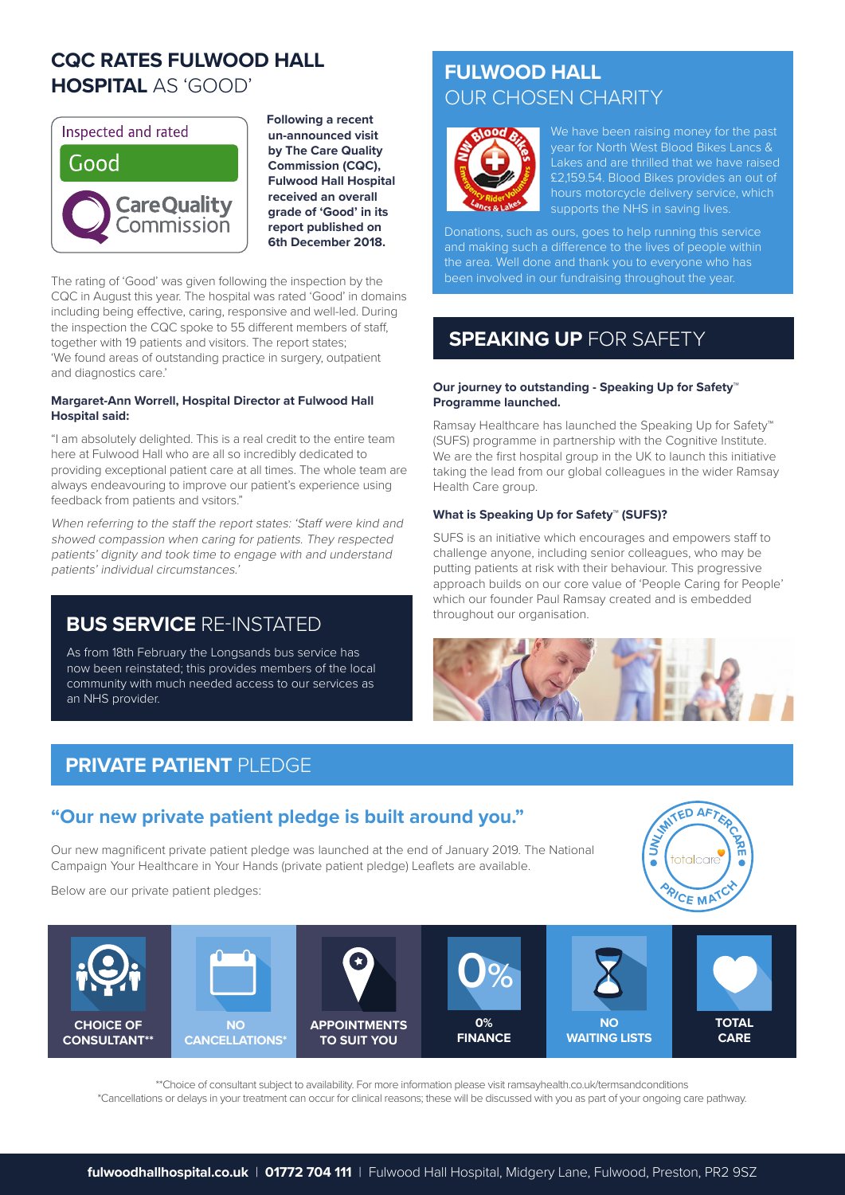## CQC RATES FULWOOD HALL HOSPITAL AS 'GOOD'

Inspected and rated

Good

CareQuality Commission

**Following a recent un-announced visit by The Care Quality Commission (CQC), Fulwood Hall Hospital received an overall grade of 'Good' in its report published on 6th December 2018.**

The rating of 'Good' was given following the inspection by the CQC in August this year. The hospital was rated 'Good' in domains including being effective, caring, responsive and well-led. During the inspection the CQC spoke to 55 different members of staff, together with 19 patients and visitors. The report states; 'We found areas of outstanding practice in surgery, outpatient and diagnostics care.'

**Margaret-Ann Worrell, Hospital Director at Fulwood Hall Hospital said:**

"I am absolutely delighted. This is a real credit to the entire team here at Fulwood Hall who are all so incredibly dedicated to providing exceptional patient care at all times. The whole team are always endeavouring to improve our patient's experience using feedback from patients and vsitors."

*When referring to the staff the report states: 'Staff were kind and showed compassion when caring for patients. They respected patients' dignity and took time to engage with and understand patients' individual circumstances.'*

## BUS SERVICE RE-INSTATED

As from 18th February the Longsands bus service has now been reinstated; this provides members of the local community with much needed access to our services as an NHS provider.

## FULWOOD HALL OUR CHOSEN CHARITY

We have been raising money for the past year for North West Blood Bikes Lancs & Lakes and are thrilled that we have raised £2,159.54. Blood Bikes provides an out of hours motorcycle delivery service, which supports the NHS in saving lives.

Donations, such as ours, goes to help running this service and making such a difference to the lives of people within the area. Well done and thank you to everyone who has been involved in our fundraising throughout the year.

## SPEAKING UP FOR SAFETY

**Our journey to outstanding - Speaking Up for Safety™ Programme launched.**

Ramsay Healthcare has launched the Speaking Up for Safety™ (SUFS) programme in partnership with the Cognitive Institute. We are the first hospital group in the UK to launch this initiative taking the lead from our global colleagues in the wider Ramsay Health Care group.

**What is Speaking Up for Safety™ (SUFS)?**

SUFS is an initiative which encourages and empowers staff to challenge anyone, including senior colleagues, who may be putting patients at risk with their behaviour. This progressive approach builds on our core value of 'People Caring for People' which our founder Paul Ramsay created and is embedded throughout our organisation.

## PRIVATE PATIENT PLEDGE

### "Our new private patient pledge is built around you."

Our new magnificent private patient pledge was launched at the end of January 2019. The National Campaign Your Healthcare in Your Hands (private patient pledge) Leaflets are available.

Below are our private patient pledges:

UNLIMITED AFTERCARE · totalcare · PRICE MATCH

- CHOICE OF CONSULTANT**
- NO CANCELLATIONS*
- APPOINTMENTS TO SUIT YOU
- 0% FINANCE
- NO WAITING LISTS
- TOTAL CARE

**Choice of consultant subject to availability. For more information please visit ramsayhealth.co.uk/termsandconditions
*Cancellations or delays in your treatment can occur for clinical reasons; these will be discussed with you as part of your ongoing care pathway.

**fulwoodhallhospital.co.uk** | **01772 704 111** | Fulwood Hall Hospital, Midgery Lane, Fulwood, Preston, PR2 9SZ